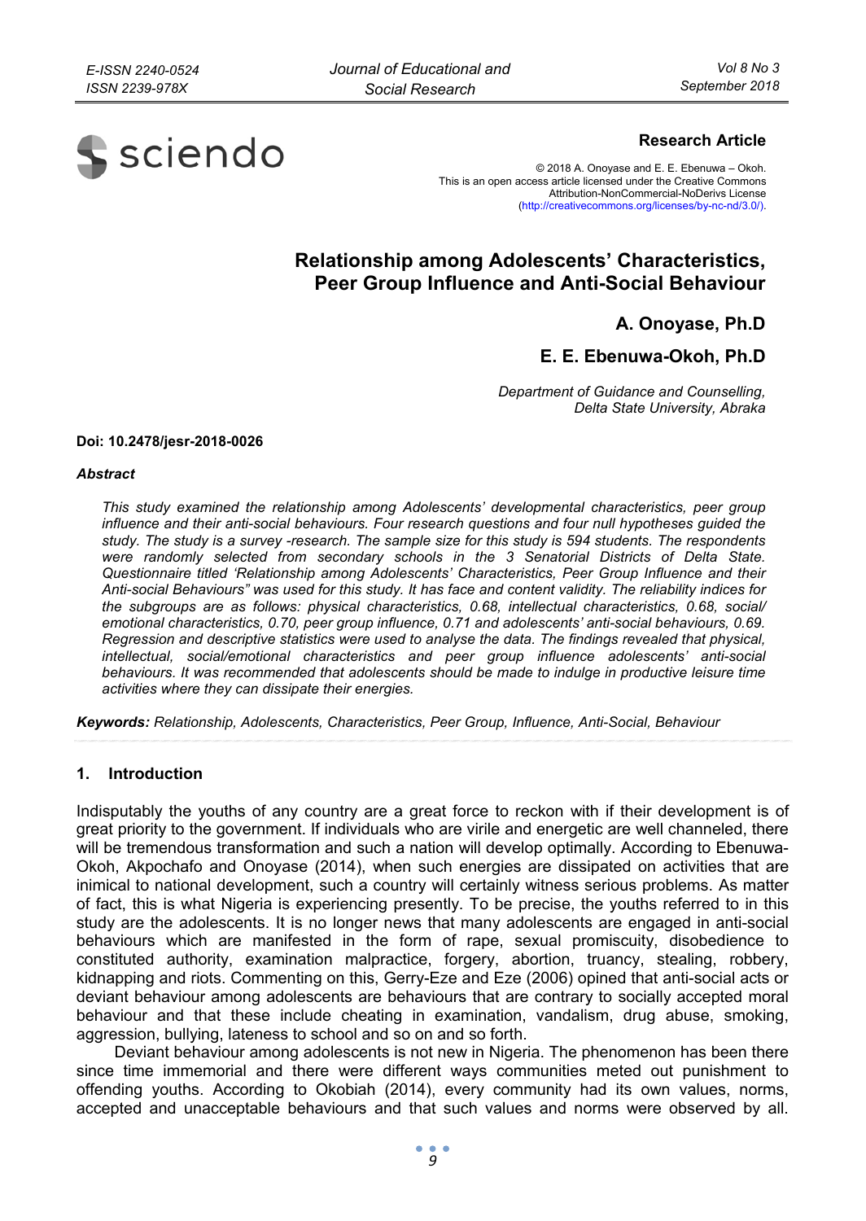**Research Article**

© 2018 A. Onoyase and E. E. Ebenuwa – Okoh.
This is an open access article licensed under the Creative Commons Attribution-NonCommercial-NoDerivs License (http://creativecommons.org/licenses/by-nc-nd/3.0/).

# Relationship among Adolescents' Characteristics, Peer Group Influence and Anti-Social Behaviour

**A. Onoyase, Ph.D**

**E. E. Ebenuwa-Okoh, Ph.D**

*Department of Guidance and Counselling, Delta State University, Abraka*

**Doi: 10.2478/jesr-2018-0026**

### *Abstract*

*This study examined the relationship among Adolescents' developmental characteristics, peer group influence and their anti-social behaviours. Four research questions and four null hypotheses guided the study. The study is a survey -research. The sample size for this study is 594 students. The respondents were randomly selected from secondary schools in the 3 Senatorial Districts of Delta State. Questionnaire titled 'Relationship among Adolescents' Characteristics, Peer Group Influence and their Anti-social Behaviours" was used for this study. It has face and content validity. The reliability indices for the subgroups are as follows: physical characteristics, 0.68, intellectual characteristics, 0.68, social/ emotional characteristics, 0.70, peer group influence, 0.71 and adolescents' anti-social behaviours, 0.69. Regression and descriptive statistics were used to analyse the data. The findings revealed that physical, intellectual, social/emotional characteristics and peer group influence adolescents' anti-social behaviours. It was recommended that adolescents should be made to indulge in productive leisure time activities where they can dissipate their energies.*

***Keywords:*** *Relationship, Adolescents, Characteristics, Peer Group, Influence, Anti-Social, Behaviour*

## 1. Introduction

Indisputably the youths of any country are a great force to reckon with if their development is of great priority to the government. If individuals who are virile and energetic are well channeled, there will be tremendous transformation and such a nation will develop optimally. According to Ebenuwa-Okoh, Akpochafo and Onoyase (2014), when such energies are dissipated on activities that are inimical to national development, such a country will certainly witness serious problems. As matter of fact, this is what Nigeria is experiencing presently. To be precise, the youths referred to in this study are the adolescents. It is no longer news that many adolescents are engaged in anti-social behaviours which are manifested in the form of rape, sexual promiscuity, disobedience to constituted authority, examination malpractice, forgery, abortion, truancy, stealing, robbery, kidnapping and riots. Commenting on this, Gerry-Eze and Eze (2006) opined that anti-social acts or deviant behaviour among adolescents are behaviours that are contrary to socially accepted moral behaviour and that these include cheating in examination, vandalism, drug abuse, smoking, aggression, bullying, lateness to school and so on and so forth.

Deviant behaviour among adolescents is not new in Nigeria. The phenomenon has been there since time immemorial and there were different ways communities meted out punishment to offending youths. According to Okobiah (2014), every community had its own values, norms, accepted and unacceptable behaviours and that such values and norms were observed by all.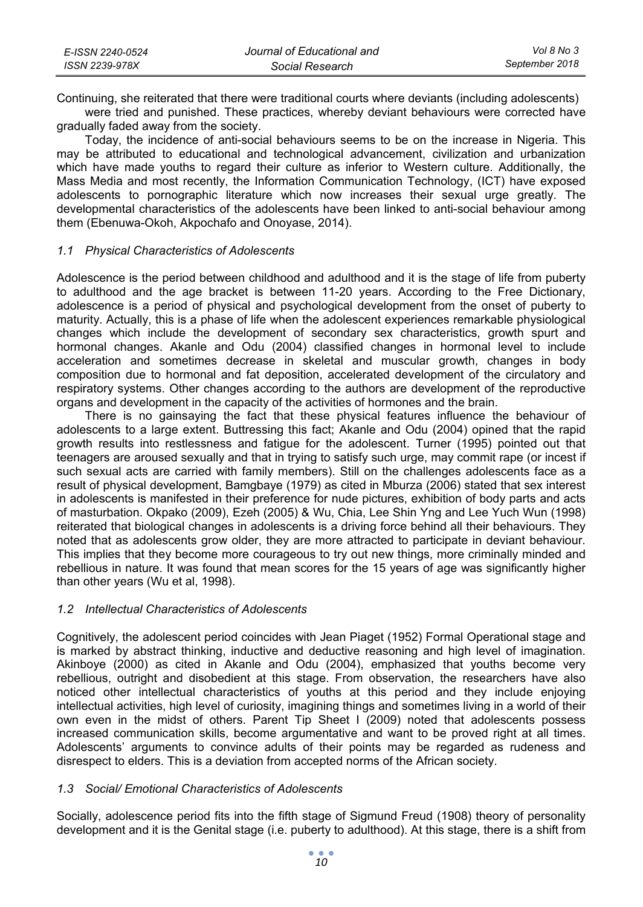Continuing, she reiterated that there were traditional courts where deviants (including adolescents) were tried and punished. These practices, whereby deviant behaviours were corrected have gradually faded away from the society.

Today, the incidence of anti-social behaviours seems to be on the increase in Nigeria. This may be attributed to educational and technological advancement, civilization and urbanization which have made youths to regard their culture as inferior to Western culture. Additionally, the Mass Media and most recently, the Information Communication Technology, (ICT) have exposed adolescents to pornographic literature which now increases their sexual urge greatly. The developmental characteristics of the adolescents have been linked to anti-social behaviour among them (Ebenuwa-Okoh, Akpochafo and Onoyase, 2014).

### *1.1 Physical Characteristics of Adolescents*

Adolescence is the period between childhood and adulthood and it is the stage of life from puberty to adulthood and the age bracket is between 11-20 years. According to the Free Dictionary, adolescence is a period of physical and psychological development from the onset of puberty to maturity. Actually, this is a phase of life when the adolescent experiences remarkable physiological changes which include the development of secondary sex characteristics, growth spurt and hormonal changes. Akanle and Odu (2004) classified changes in hormonal level to include acceleration and sometimes decrease in skeletal and muscular growth, changes in body composition due to hormonal and fat deposition, accelerated development of the circulatory and respiratory systems. Other changes according to the authors are development of the reproductive organs and development in the capacity of the activities of hormones and the brain.

There is no gainsaying the fact that these physical features influence the behaviour of adolescents to a large extent. Buttressing this fact; Akanle and Odu (2004) opined that the rapid growth results into restlessness and fatigue for the adolescent. Turner (1995) pointed out that teenagers are aroused sexually and that in trying to satisfy such urge, may commit rape (or incest if such sexual acts are carried with family members). Still on the challenges adolescents face as a result of physical development, Bamgbaye (1979) as cited in Mburza (2006) stated that sex interest in adolescents is manifested in their preference for nude pictures, exhibition of body parts and acts of masturbation. Okpako (2009), Ezeh (2005) & Wu, Chia, Lee Shin Yng and Lee Yuch Wun (1998) reiterated that biological changes in adolescents is a driving force behind all their behaviours. They noted that as adolescents grow older, they are more attracted to participate in deviant behaviour. This implies that they become more courageous to try out new things, more criminally minded and rebellious in nature. It was found that mean scores for the 15 years of age was significantly higher than other years (Wu et al, 1998).

### *1.2 Intellectual Characteristics of Adolescents*

Cognitively, the adolescent period coincides with Jean Piaget (1952) Formal Operational stage and is marked by abstract thinking, inductive and deductive reasoning and high level of imagination. Akinboye (2000) as cited in Akanle and Odu (2004), emphasized that youths become very rebellious, outright and disobedient at this stage. From observation, the researchers have also noticed other intellectual characteristics of youths at this period and they include enjoying intellectual activities, high level of curiosity, imagining things and sometimes living in a world of their own even in the midst of others. Parent Tip Sheet I (2009) noted that adolescents possess increased communication skills, become argumentative and want to be proved right at all times. Adolescents' arguments to convince adults of their points may be regarded as rudeness and disrespect to elders. This is a deviation from accepted norms of the African society.

### *1.3 Social/ Emotional Characteristics of Adolescents*

Socially, adolescence period fits into the fifth stage of Sigmund Freud (1908) theory of personality development and it is the Genital stage (i.e. puberty to adulthood). At this stage, there is a shift from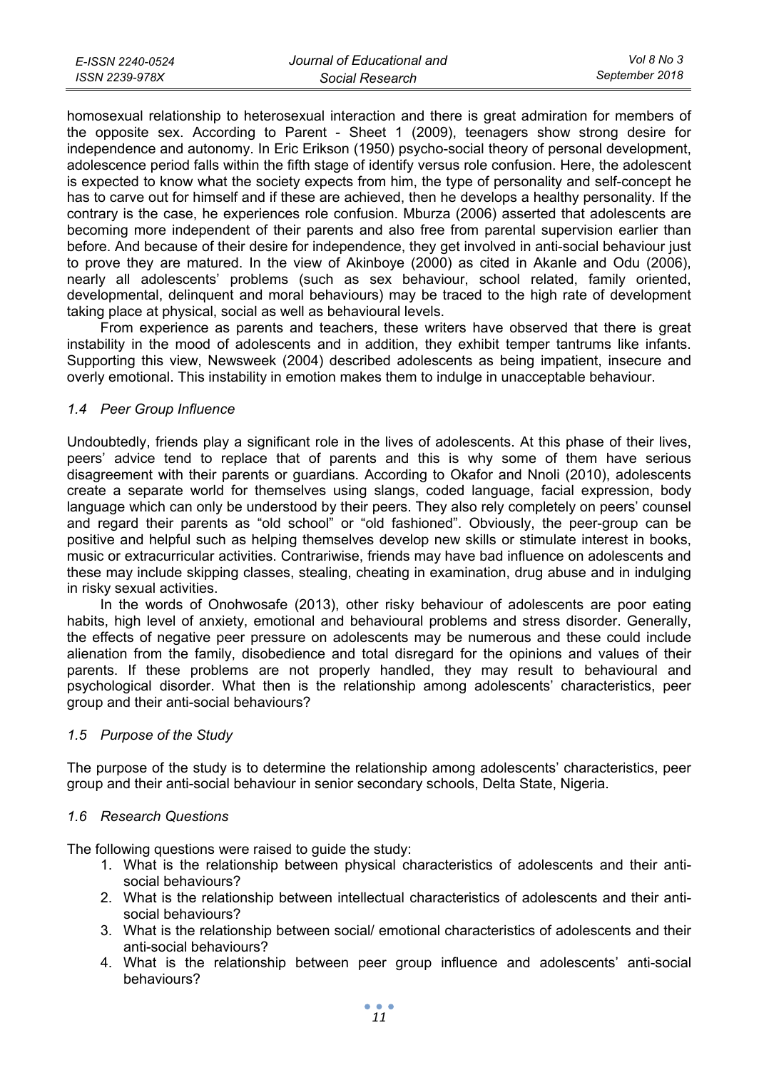homosexual relationship to heterosexual interaction and there is great admiration for members of the opposite sex. According to Parent - Sheet 1 (2009), teenagers show strong desire for independence and autonomy. In Eric Erikson (1950) psycho-social theory of personal development, adolescence period falls within the fifth stage of identify versus role confusion. Here, the adolescent is expected to know what the society expects from him, the type of personality and self-concept he has to carve out for himself and if these are achieved, then he develops a healthy personality. If the contrary is the case, he experiences role confusion. Mburza (2006) asserted that adolescents are becoming more independent of their parents and also free from parental supervision earlier than before. And because of their desire for independence, they get involved in anti-social behaviour just to prove they are matured. In the view of Akinboye (2000) as cited in Akanle and Odu (2006), nearly all adolescents' problems (such as sex behaviour, school related, family oriented, developmental, delinquent and moral behaviours) may be traced to the high rate of development taking place at physical, social as well as behavioural levels.

From experience as parents and teachers, these writers have observed that there is great instability in the mood of adolescents and in addition, they exhibit temper tantrums like infants. Supporting this view, Newsweek (2004) described adolescents as being impatient, insecure and overly emotional. This instability in emotion makes them to indulge in unacceptable behaviour.

### *1.4 Peer Group Influence*

Undoubtedly, friends play a significant role in the lives of adolescents. At this phase of their lives, peers' advice tend to replace that of parents and this is why some of them have serious disagreement with their parents or guardians. According to Okafor and Nnoli (2010), adolescents create a separate world for themselves using slangs, coded language, facial expression, body language which can only be understood by their peers. They also rely completely on peers' counsel and regard their parents as "old school" or "old fashioned". Obviously, the peer-group can be positive and helpful such as helping themselves develop new skills or stimulate interest in books, music or extracurricular activities. Contrariwise, friends may have bad influence on adolescents and these may include skipping classes, stealing, cheating in examination, drug abuse and in indulging in risky sexual activities.

In the words of Onohwosafe (2013), other risky behaviour of adolescents are poor eating habits, high level of anxiety, emotional and behavioural problems and stress disorder. Generally, the effects of negative peer pressure on adolescents may be numerous and these could include alienation from the family, disobedience and total disregard for the opinions and values of their parents. If these problems are not properly handled, they may result to behavioural and psychological disorder. What then is the relationship among adolescents' characteristics, peer group and their anti-social behaviours?

### *1.5 Purpose of the Study*

The purpose of the study is to determine the relationship among adolescents' characteristics, peer group and their anti-social behaviour in senior secondary schools, Delta State, Nigeria.

### *1.6 Research Questions*

The following questions were raised to guide the study:

1. What is the relationship between physical characteristics of adolescents and their anti-social behaviours?
2. What is the relationship between intellectual characteristics of adolescents and their anti-social behaviours?
3. What is the relationship between social/ emotional characteristics of adolescents and their anti-social behaviours?
4. What is the relationship between peer group influence and adolescents' anti-social behaviours?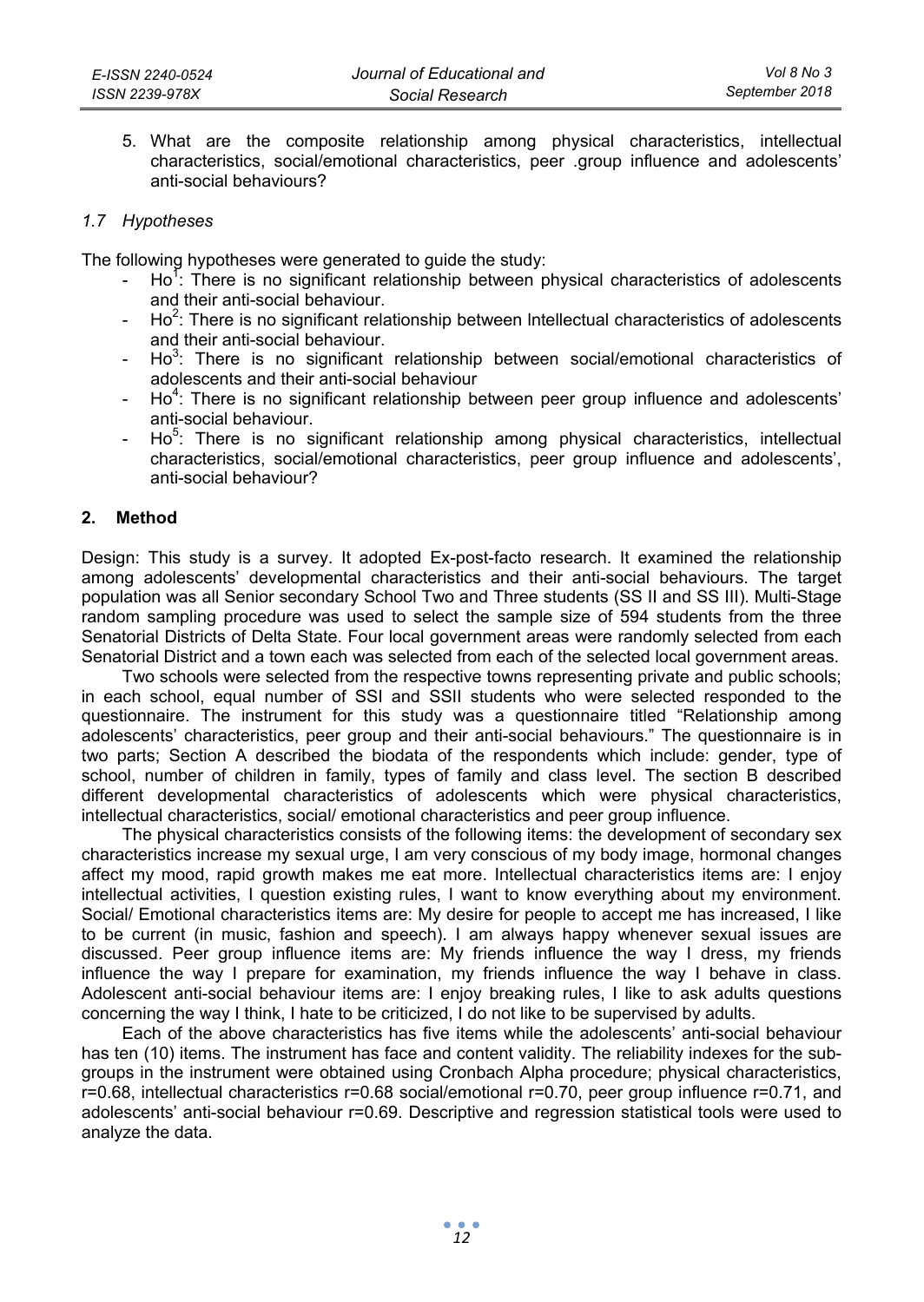5. What are the composite relationship among physical characteristics, intellectual characteristics, social/emotional characteristics, peer .group influence and adolescents' anti-social behaviours?

### *1.7 Hypotheses*

The following hypotheses were generated to guide the study:

- Ho[1]: There is no significant relationship between physical characteristics of adolescents and their anti-social behaviour.
- Ho[2]: There is no significant relationship between Intellectual characteristics of adolescents and their anti-social behaviour.
- Ho[3]: There is no significant relationship between social/emotional characteristics of adolescents and their anti-social behaviour
- Ho[4]: There is no significant relationship between peer group influence and adolescents' anti-social behaviour.
- Ho[5]: There is no significant relationship among physical characteristics, intellectual characteristics, social/emotional characteristics, peer group influence and adolescents', anti-social behaviour?

## 2. Method

Design: This study is a survey. It adopted Ex-post-facto research. It examined the relationship among adolescents' developmental characteristics and their anti-social behaviours. The target population was all Senior secondary School Two and Three students (SS II and SS III). Multi-Stage random sampling procedure was used to select the sample size of 594 students from the three Senatorial Districts of Delta State. Four local government areas were randomly selected from each Senatorial District and a town each was selected from each of the selected local government areas.

Two schools were selected from the respective towns representing private and public schools; in each school, equal number of SSI and SSII students who were selected responded to the questionnaire. The instrument for this study was a questionnaire titled "Relationship among adolescents' characteristics, peer group and their anti-social behaviours." The questionnaire is in two parts; Section A described the biodata of the respondents which include: gender, type of school, number of children in family, types of family and class level. The section B described different developmental characteristics of adolescents which were physical characteristics, intellectual characteristics, social/ emotional characteristics and peer group influence.

The physical characteristics consists of the following items: the development of secondary sex characteristics increase my sexual urge, I am very conscious of my body image, hormonal changes affect my mood, rapid growth makes me eat more. Intellectual characteristics items are: I enjoy intellectual activities, I question existing rules, I want to know everything about my environment. Social/ Emotional characteristics items are: My desire for people to accept me has increased, I like to be current (in music, fashion and speech). I am always happy whenever sexual issues are discussed. Peer group influence items are: My friends influence the way I dress, my friends influence the way I prepare for examination, my friends influence the way I behave in class. Adolescent anti-social behaviour items are: I enjoy breaking rules, I like to ask adults questions concerning the way I think, I hate to be criticized, I do not like to be supervised by adults.

Each of the above characteristics has five items while the adolescents' anti-social behaviour has ten (10) items. The instrument has face and content validity. The reliability indexes for the sub-groups in the instrument were obtained using Cronbach Alpha procedure; physical characteristics, r=0.68, intellectual characteristics r=0.68 social/emotional r=0.70, peer group influence r=0.71, and adolescents' anti-social behaviour r=0.69. Descriptive and regression statistical tools were used to analyze the data.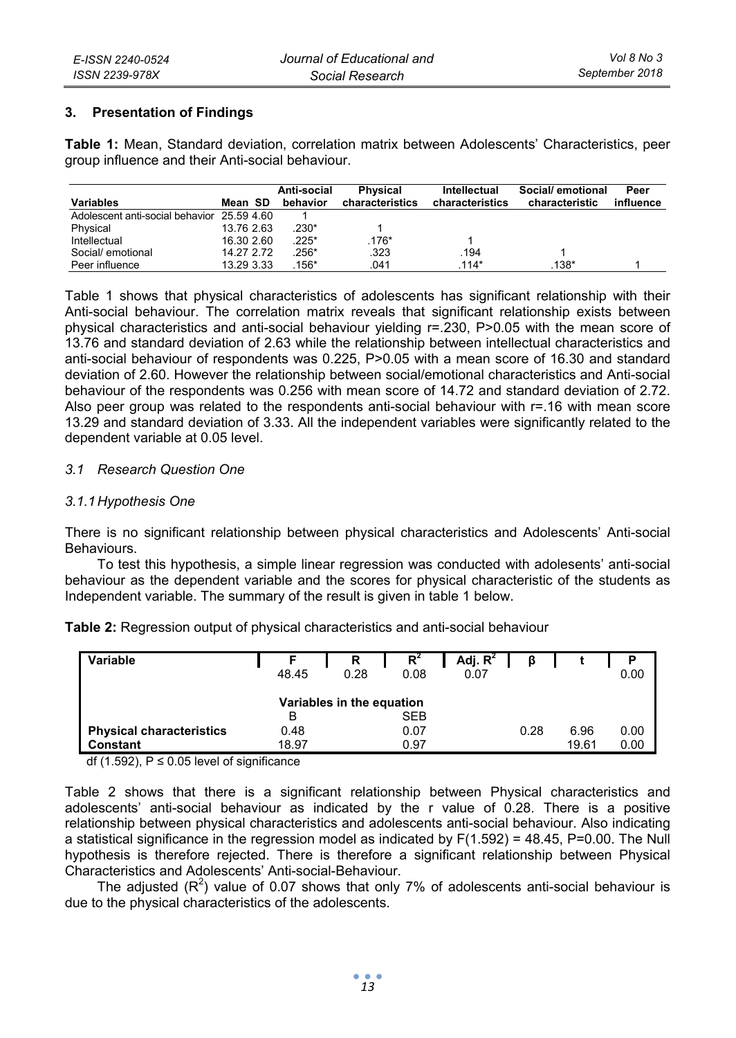## 3. Presentation of Findings

**Table 1:** Mean, Standard deviation, correlation matrix between Adolescents' Characteristics, peer group influence and their Anti-social behaviour.

| Variables | Mean | SD | Anti-social behavior | Physical characteristics | Intellectual characteristics | Social/ emotional characteristic | Peer influence |
|---|---|---|---|---|---|---|---|
| Adolescent anti-social behavior | 25.59 | 4.60 | 1 | | | | |
| Physical | 13.76 | 2.63 | .230* | 1 | | | |
| Intellectual | 16.30 | 2.60 | .225* | .176* | 1 | | |
| Social/ emotional | 14.27 | 2.72 | .256* | .323 | .194 | 1 | |
| Peer influence | 13.29 | 3.33 | .156* | .041 | .114* | .138* | 1 |

Table 1 shows that physical characteristics of adolescents has significant relationship with their Anti-social behaviour. The correlation matrix reveals that significant relationship exists between physical characteristics and anti-social behaviour yielding r=.230, P>0.05 with the mean score of 13.76 and standard deviation of 2.63 while the relationship between intellectual characteristics and anti-social behaviour of respondents was 0.225, P>0.05 with a mean score of 16.30 and standard deviation of 2.60. However the relationship between social/emotional characteristics and Anti-social behaviour of the respondents was 0.256 with mean score of 14.72 and standard deviation of 2.72. Also peer group was related to the respondents anti-social behaviour with r=.16 with mean score 13.29 and standard deviation of 3.33. All the independent variables were significantly related to the dependent variable at 0.05 level.

### *3.1 Research Question One*

#### *3.1.1 Hypothesis One*

There is no significant relationship between physical characteristics and Adolescents' Anti-social Behaviours.

To test this hypothesis, a simple linear regression was conducted with adolesents' anti-social behaviour as the dependent variable and the scores for physical characteristic of the students as Independent variable. The summary of the result is given in table 1 below.

**Table 2:** Regression output of physical characteristics and anti-social behaviour

| Variable | F | R | $R^2$ | Adj. $R^2$ | β | t | P |
|---|---|---|---|---|---|---|---|
| | 48.45 | 0.28 | 0.08 | 0.07 | | | 0.00 |
| | **Variables in the equation** | | | | | | |
| | B | | SEB | | | | |
| **Physical characteristics** | 0.48 | | 0.07 | | 0.28 | 6.96 | 0.00 |
| **Constant** | 18.97 | | 0.97 | | | 19.61 | 0.00 |

df (1.592), P ≤ 0.05 level of significance

Table 2 shows that there is a significant relationship between Physical characteristics and adolescents' anti-social behaviour as indicated by the r value of 0.28. There is a positive relationship between physical characteristics and adolescents anti-social behaviour. Also indicating a statistical significance in the regression model as indicated by F(1.592) = 48.45, P=0.00. The Null hypothesis is therefore rejected. There is therefore a significant relationship between Physical Characteristics and Adolescents' Anti-social-Behaviour.

The adjusted ($R^2$) value of 0.07 shows that only 7% of adolescents anti-social behaviour is due to the physical characteristics of the adolescents.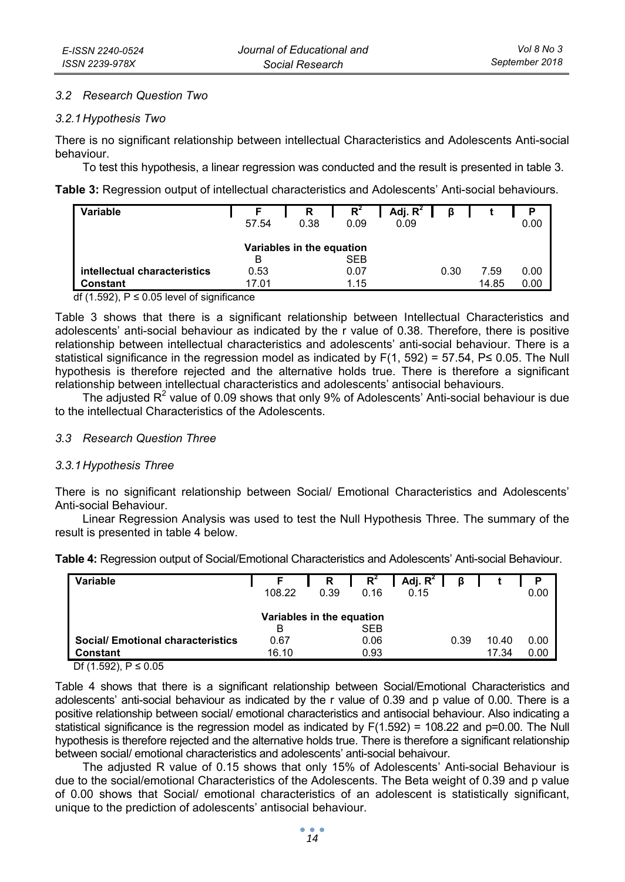### *3.2 Research Question Two*

#### *3.2.1 Hypothesis Two*

There is no significant relationship between intellectual Characteristics and Adolescents Anti-social behaviour.

To test this hypothesis, a linear regression was conducted and the result is presented in table 3.

**Table 3:** Regression output of intellectual characteristics and Adolescents' Anti-social behaviours.

| Variable | F | R | $R^2$ | Adj. $R^2$ | β | t | P |
|---|---|---|---|---|---|---|---|
| | 57.54 | 0.38 | 0.09 | 0.09 | | | 0.00 |
| | Variables in the equation | | | | | | |
| | B | | SEB | | | | |
| **intellectual characteristics** | 0.53 | | 0.07 | | 0.30 | 7.59 | 0.00 |
| **Constant** | 17.01 | | 1.15 | | | 14.85 | 0.00 |

df (1.592), P ≤ 0.05 level of significance

Table 3 shows that there is a significant relationship between Intellectual Characteristics and adolescents' anti-social behaviour as indicated by the r value of 0.38. Therefore, there is positive relationship between intellectual characteristics and adolescents' anti-social behaviour. There is a statistical significance in the regression model as indicated by $F(1, 592) = 57.54$, $P \leq 0.05$. The Null hypothesis is therefore rejected and the alternative holds true. There is therefore a significant relationship between intellectual characteristics and adolescents' antisocial behaviours.

The adjusted $R^2$ value of 0.09 shows that only 9% of Adolescents' Anti-social behaviour is due to the intellectual Characteristics of the Adolescents.

### *3.3 Research Question Three*

#### *3.3.1 Hypothesis Three*

There is no significant relationship between Social/ Emotional Characteristics and Adolescents' Anti-social Behaviour.

Linear Regression Analysis was used to test the Null Hypothesis Three. The summary of the result is presented in table 4 below.

**Table 4:** Regression output of Social/Emotional Characteristics and Adolescents' Anti-social Behaviour.

| Variable | F | R | $R^2$ | Adj. $R^2$ | β | t | P |
|---|---|---|---|---|---|---|---|
| | 108.22 | 0.39 | 0.16 | 0.15 | | | 0.00 |
| | Variables in the equation | | | | | | |
| | B | | SEB | | | | |
| **Social/ Emotional characteristics** | 0.67 | | 0.06 | | 0.39 | 10.40 | 0.00 |
| **Constant** | 16.10 | | 0.93 | | | 17.34 | 0.00 |

Df (1.592), P ≤ 0.05

Table 4 shows that there is a significant relationship between Social/Emotional Characteristics and adolescents' anti-social behaviour as indicated by the r value of 0.39 and p value of 0.00. There is a positive relationship between social/ emotional characteristics and antisocial behaviour. Also indicating a statistical significance is the regression model as indicated by $F(1.592) = 108.22$ and $p=0.00$. The Null hypothesis is therefore rejected and the alternative holds true. There is therefore a significant relationship between social/ emotional characteristics and adolescents' anti-social behaivour.

The adjusted R value of 0.15 shows that only 15% of Adolescents' Anti-social Behaviour is due to the social/emotional Characteristics of the Adolescents. The Beta weight of 0.39 and p value of 0.00 shows that Social/ emotional characteristics of an adolescent is statistically significant, unique to the prediction of adolescents' antisocial behaviour.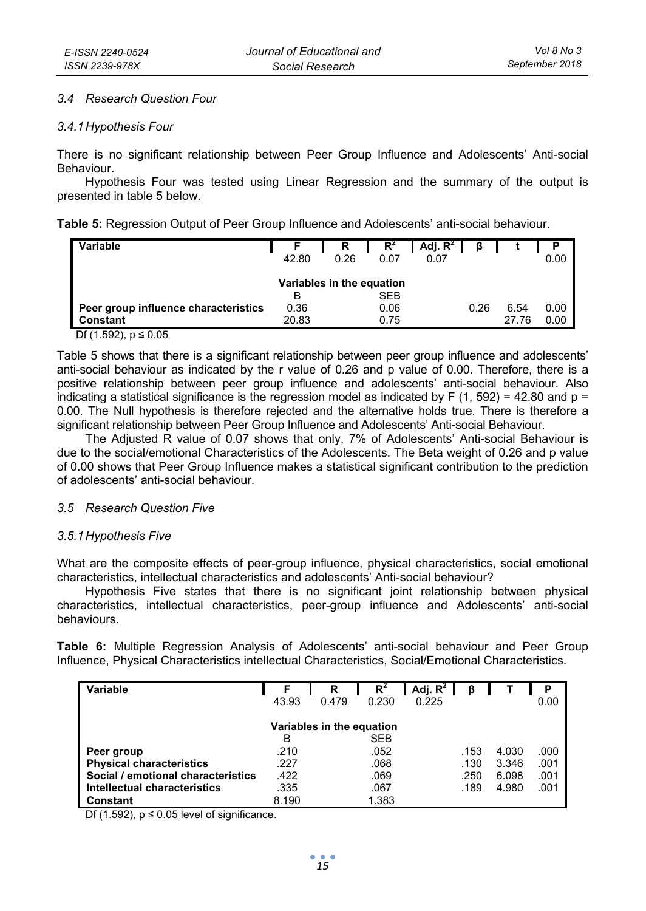### 3.4 Research Question Four

#### 3.4.1 Hypothesis Four

There is no significant relationship between Peer Group Influence and Adolescents' Anti-social Behaviour.

Hypothesis Four was tested using Linear Regression and the summary of the output is presented in table 5 below.

**Table 5:** Regression Output of Peer Group Influence and Adolescents' anti-social behaviour.

| Variable | F | R | $R^2$ | Adj. $R^2$ | β | t | P |
|---|---|---|---|---|---|---|---|
| | 42.80 | 0.26 | 0.07 | 0.07 | | | 0.00 |
| | Variables in the equation | | | | | | |
| | B | | SEB | | | | |
| **Peer group influence characteristics** | 0.36 | | 0.06 | | 0.26 | 6.54 | 0.00 |
| **Constant** | 20.83 | | 0.75 | | | 27.76 | 0.00 |

Df (1.592), $p \leq 0.05$

Table 5 shows that there is a significant relationship between peer group influence and adolescents' anti-social behaviour as indicated by the r value of 0.26 and p value of 0.00. Therefore, there is a positive relationship between peer group influence and adolescents' anti-social behaviour. Also indicating a statistical significance is the regression model as indicated by $F(1, 592) = 42.80$ and $p = 0.00$. The Null hypothesis is therefore rejected and the alternative holds true. There is therefore a significant relationship between Peer Group Influence and Adolescents' Anti-social Behaviour.

The Adjusted R value of 0.07 shows that only, 7% of Adolescents' Anti-social Behaviour is due to the social/emotional Characteristics of the Adolescents. The Beta weight of 0.26 and p value of 0.00 shows that Peer Group Influence makes a statistical significant contribution to the prediction of adolescents' anti-social behaviour.

### 3.5 Research Question Five

#### 3.5.1 Hypothesis Five

What are the composite effects of peer-group influence, physical characteristics, social emotional characteristics, intellectual characteristics and adolescents' Anti-social behaviour?

Hypothesis Five states that there is no significant joint relationship between physical characteristics, intellectual characteristics, peer-group influence and Adolescents' anti-social behaviours.

**Table 6:** Multiple Regression Analysis of Adolescents' anti-social behaviour and Peer Group Influence, Physical Characteristics intellectual Characteristics, Social/Emotional Characteristics.

| Variable | F | R | $R^2$ | Adj. $R^2$ | β | T | P |
|---|---|---|---|---|---|---|---|
| | 43.93 | 0.479 | 0.230 | 0.225 | | | 0.00 |
| | Variables in the equation | | | | | | |
| | B | | SEB | | | | |
| **Peer group** | .210 | | .052 | | .153 | 4.030 | .000 |
| **Physical characteristics** | .227 | | .068 | | .130 | 3.346 | .001 |
| **Social / emotional characteristics** | .422 | | .069 | | .250 | 6.098 | .001 |
| **Intellectual characteristics** | .335 | | .067 | | .189 | 4.980 | .001 |
| **Constant** | 8.190 | | 1.383 | | | | |

Df (1.592), $p \leq 0.05$ level of significance.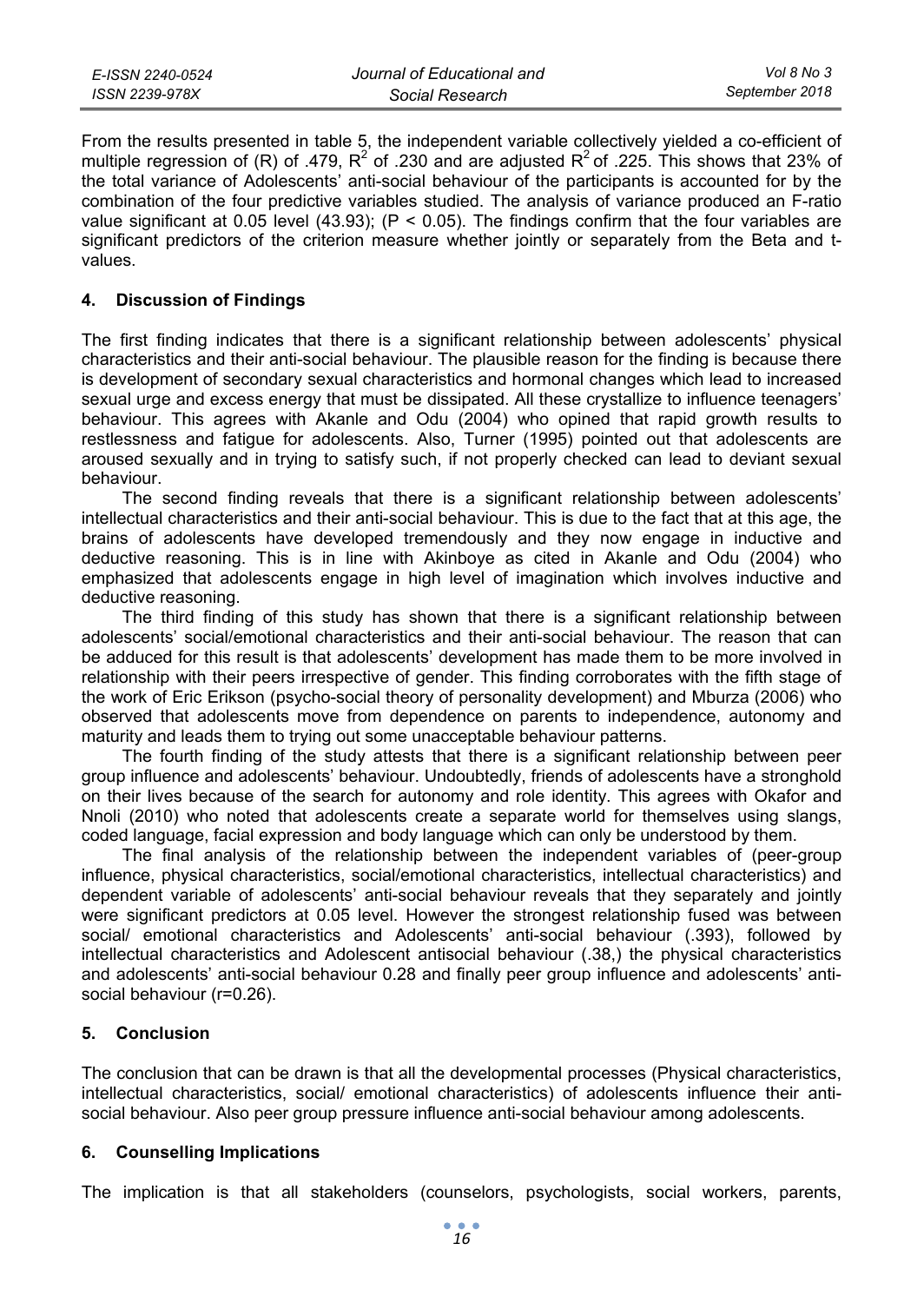From the results presented in table 5, the independent variable collectively yielded a co-efficient of multiple regression of (R) of .479, $R^2$ of .230 and are adjusted $R^2$ of .225. This shows that 23% of the total variance of Adolescents' anti-social behaviour of the participants is accounted for by the combination of the four predictive variables studied. The analysis of variance produced an F-ratio value significant at 0.05 level (43.93); ($P < 0.05$). The findings confirm that the four variables are significant predictors of the criterion measure whether jointly or separately from the Beta and t-values.

## 4. Discussion of Findings

The first finding indicates that there is a significant relationship between adolescents' physical characteristics and their anti-social behaviour. The plausible reason for the finding is because there is development of secondary sexual characteristics and hormonal changes which lead to increased sexual urge and excess energy that must be dissipated. All these crystallize to influence teenagers' behaviour. This agrees with Akanle and Odu (2004) who opined that rapid growth results to restlessness and fatigue for adolescents. Also, Turner (1995) pointed out that adolescents are aroused sexually and in trying to satisfy such, if not properly checked can lead to deviant sexual behaviour.

The second finding reveals that there is a significant relationship between adolescents' intellectual characteristics and their anti-social behaviour. This is due to the fact that at this age, the brains of adolescents have developed tremendously and they now engage in inductive and deductive reasoning. This is in line with Akinboye as cited in Akanle and Odu (2004) who emphasized that adolescents engage in high level of imagination which involves inductive and deductive reasoning.

The third finding of this study has shown that there is a significant relationship between adolescents' social/emotional characteristics and their anti-social behaviour. The reason that can be adduced for this result is that adolescents' development has made them to be more involved in relationship with their peers irrespective of gender. This finding corroborates with the fifth stage of the work of Eric Erikson (psycho-social theory of personality development) and Mburza (2006) who observed that adolescents move from dependence on parents to independence, autonomy and maturity and leads them to trying out some unacceptable behaviour patterns.

The fourth finding of the study attests that there is a significant relationship between peer group influence and adolescents' behaviour. Undoubtedly, friends of adolescents have a stronghold on their lives because of the search for autonomy and role identity. This agrees with Okafor and Nnoli (2010) who noted that adolescents create a separate world for themselves using slangs, coded language, facial expression and body language which can only be understood by them.

The final analysis of the relationship between the independent variables of (peer-group influence, physical characteristics, social/emotional characteristics, intellectual characteristics) and dependent variable of adolescents' anti-social behaviour reveals that they separately and jointly were significant predictors at 0.05 level. However the strongest relationship fused was between social/ emotional characteristics and Adolescents' anti-social behaviour (.393), followed by intellectual characteristics and Adolescent antisocial behaviour (.38,) the physical characteristics and adolescents' anti-social behaviour 0.28 and finally peer group influence and adolescents' anti-social behaviour ($r=0.26$).

## 5. Conclusion

The conclusion that can be drawn is that all the developmental processes (Physical characteristics, intellectual characteristics, social/ emotional characteristics) of adolescents influence their anti-social behaviour. Also peer group pressure influence anti-social behaviour among adolescents.

## 6. Counselling Implications

The implication is that all stakeholders (counselors, psychologists, social workers, parents,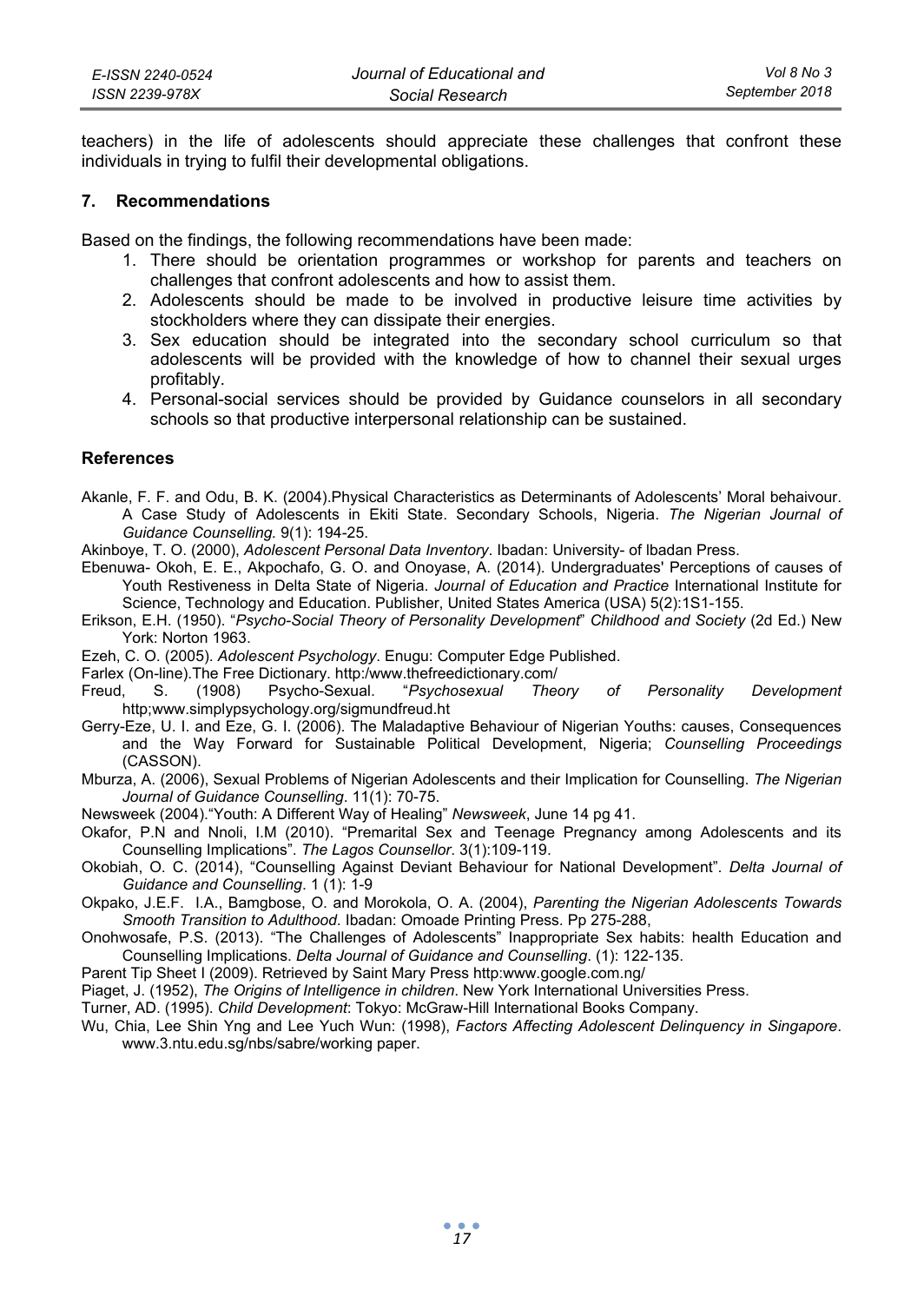teachers) in the life of adolescents should appreciate these challenges that confront these individuals in trying to fulfil their developmental obligations.

## 7. Recommendations

Based on the findings, the following recommendations have been made:

1. There should be orientation programmes or workshop for parents and teachers on challenges that confront adolescents and how to assist them.
2. Adolescents should be made to be involved in productive leisure time activities by stockholders where they can dissipate their energies.
3. Sex education should be integrated into the secondary school curriculum so that adolescents will be provided with the knowledge of how to channel their sexual urges profitably.
4. Personal-social services should be provided by Guidance counselors in all secondary schools so that productive interpersonal relationship can be sustained.

## References

Akanle, F. F. and Odu, B. K. (2004).Physical Characteristics as Determinants of Adolescents' Moral behaivour. A Case Study of Adolescents in Ekiti State. Secondary Schools, Nigeria. *The Nigerian Journal of Guidance Counselling.* 9(1): 194-25.

Akinboye, T. O. (2000), *Adolescent Personal Data Inventory*. Ibadan: University- of lbadan Press.

Ebenuwa- Okoh, E. E., Akpochafo, G. O. and Onoyase, A. (2014). Undergraduates' Perceptions of causes of Youth Restiveness in Delta State of Nigeria. *Journal of Education and Practice* International Institute for Science, Technology and Education. Publisher, United States America (USA) 5(2):1S1-155.

Erikson, E.H. (1950). "*Psycho-Social Theory of Personality Development*" *Childhood and Society* (2d Ed.) New York: Norton 1963.

Ezeh, C. O. (2005). *Adolescent Psychology*. Enugu: Computer Edge Published.

Farlex (On-line).The Free Dictionary. http:/www.thefreedictionary.com/

Freud, S. (1908) Psycho-Sexual. "*Psychosexual Theory of Personality Development* http;www.simplypsychology.org/sigmundfreud.ht

Gerry-Eze, U. I. and Eze, G. I. (2006). The Maladaptive Behaviour of Nigerian Youths: causes, Consequences and the Way Forward for Sustainable Political Development, Nigeria; *Counselling Proceedings* (CASSON).

Mburza, A. (2006), Sexual Problems of Nigerian Adolescents and their Implication for Counselling. *The Nigerian Journal of Guidance Counselling*. 11(1): 70-75.

Newsweek (2004)."Youth: A Different Way of Healing" *Newsweek*, June 14 pg 41.

Okafor, P.N and Nnoli, I.M (2010). "Premarital Sex and Teenage Pregnancy among Adolescents and its Counselling Implications". *The Lagos Counsellor*. 3(1):109-119.

Okobiah, O. C. (2014), "Counselling Against Deviant Behaviour for National Development". *Delta Journal of Guidance and Counselling*. 1 (1): 1-9

Okpako, J.E.F. I.A., Bamgbose, O. and Morokola, O. A. (2004), *Parenting the Nigerian Adolescents Towards Smooth Transition to Adulthood*. Ibadan: Omoade Printing Press. Pp 275-288,

Onohwosafe, P.S. (2013). "The Challenges of Adolescents" Inappropriate Sex habits: health Education and Counselling Implications. *Delta Journal of Guidance and Counselling*. (1): 122-135.

Parent Tip Sheet I (2009). Retrieved by Saint Mary Press http:www.google.com.ng/

Piaget, J. (1952), *The Origins of Intelligence in children*. New York International Universities Press.

Turner, AD. (1995). *Child Development*: Tokyo: McGraw-Hill International Books Company.

Wu, Chia, Lee Shin Yng and Lee Yuch Wun: (1998), *Factors Affecting Adolescent Delinquency in Singapore*. www.3.ntu.edu.sg/nbs/sabre/working paper.